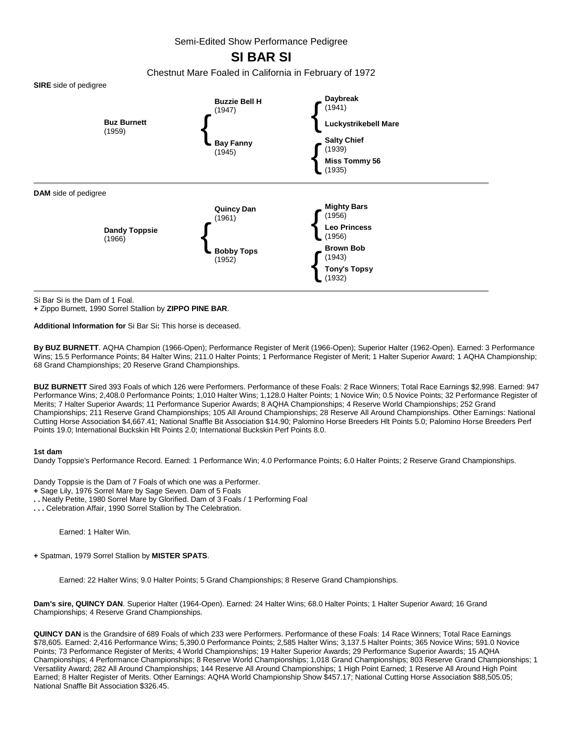Semi-Edited Show Performance Pedigree

# SI BAR SI

Chestnut Mare Foaled in California in February of 1972

**SIRE** side of pedigree

| | | |
|---|---|---|
| **Buz Burnett** (1959) | **Buzzie Bell H** (1947) | **Daybreak** (1941) |
| | | **Luckystrikebell Mare** |
| | **Bay Fanny** (1945) | **Salty Chief** (1939) |
| | | **Miss Tommy 56** (1935) |

**DAM** side of pedigree

| | | |
|---|---|---|
| **Dandy Toppsie** (1966) | **Quincy Dan** (1961) | **Mighty Bars** (1956) |
| | | **Leo Princess** (1956) |
| | **Bobby Tops** (1952) | **Brown Bob** (1943) |
| | | **Tony's Topsy** (1932) |

Si Bar Si is the Dam of 1 Foal.
**+** Zippo Burnett, 1990 Sorrel Stallion by **ZIPPO PINE BAR**.

**Additional Information for** Si Bar Si**:** This horse is deceased.

**By BUZ BURNETT**. AQHA Champion (1966-Open); Performance Register of Merit (1966-Open); Superior Halter (1962-Open). Earned: 3 Performance Wins; 15.5 Performance Points; 84 Halter Wins; 211.0 Halter Points; 1 Performance Register of Merit; 1 Halter Superior Award; 1 AQHA Championship; 68 Grand Championships; 20 Reserve Grand Championships.

**BUZ BURNETT** Sired 393 Foals of which 126 were Performers. Performance of these Foals: 2 Race Winners; Total Race Earnings $2,998. Earned: 947 Performance Wins; 2,408.0 Performance Points; 1,010 Halter Wins; 1,128.0 Halter Points; 1 Novice Win; 0.5 Novice Points; 32 Performance Register of Merits; 7 Halter Superior Awards; 11 Performance Superior Awards; 8 AQHA Championships; 4 Reserve World Championships; 252 Grand Championships; 211 Reserve Grand Championships; 105 All Around Championships; 28 Reserve All Around Championships. Other Earnings: National Cutting Horse Association $4,667.41; National Snaffle Bit Association $14.90; Palomino Horse Breeders Hlt Points 5.0; Palomino Horse Breeders Perf Points 19.0; International Buckskin Hlt Points 2.0; International Buckskin Perf Points 8.0.

**1st dam**
Dandy Toppsie's Performance Record. Earned: 1 Performance Win; 4.0 Performance Points; 6.0 Halter Points; 2 Reserve Grand Championships.

Dandy Toppsie is the Dam of 7 Foals of which one was a Performer.
**+** Sage Lily, 1976 Sorrel Mare by Sage Seven. Dam of 5 Foals
**. .** Neatly Petite, 1980 Sorrel Mare by Glorified. Dam of 3 Foals / 1 Performing Foal
**. . .** Celebration Affair, 1990 Sorrel Stallion by The Celebration.

Earned: 1 Halter Win.

**+** Spatman, 1979 Sorrel Stallion by **MISTER SPATS**.

Earned: 22 Halter Wins; 9.0 Halter Points; 5 Grand Championships; 8 Reserve Grand Championships.

**Dam's sire, QUINCY DAN**. Superior Halter (1964-Open). Earned: 24 Halter Wins; 68.0 Halter Points; 1 Halter Superior Award; 16 Grand Championships; 4 Reserve Grand Championships.

**QUINCY DAN** is the Grandsire of 689 Foals of which 233 were Performers. Performance of these Foals: 14 Race Winners; Total Race Earnings $78,605. Earned: 2,416 Performance Wins; 5,390.0 Performance Points; 2,585 Halter Wins; 3,137.5 Halter Points; 365 Novice Wins; 591.0 Novice Points; 73 Performance Register of Merits; 4 World Championships; 19 Halter Superior Awards; 29 Performance Superior Awards; 15 AQHA Championships; 4 Performance Championships; 8 Reserve World Championships; 1,018 Grand Championships; 803 Reserve Grand Championships; 1 Versatility Award; 282 All Around Championships; 144 Reserve All Around Championships; 1 High Point Earned; 1 Reserve All Around High Point Earned; 8 Halter Register of Merits. Other Earnings: AQHA World Championship Show $457.17; National Cutting Horse Association $88,505.05; National Snaffle Bit Association $326.45.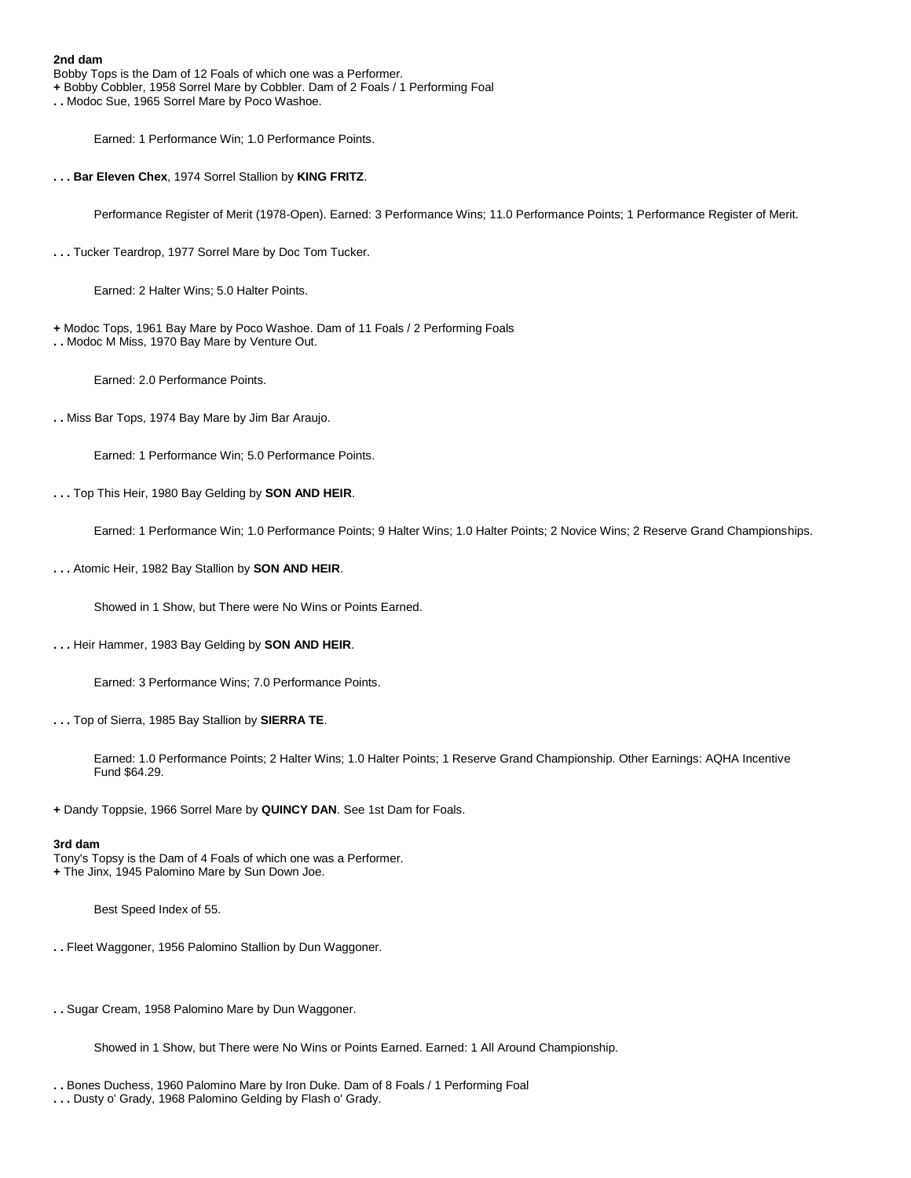**2nd dam**

Bobby Tops is the Dam of 12 Foals of which one was a Performer.
**+** Bobby Cobbler, 1958 Sorrel Mare by Cobbler. Dam of 2 Foals / 1 Performing Foal
**. .** Modoc Sue, 1965 Sorrel Mare by Poco Washoe.

Earned: 1 Performance Win; 1.0 Performance Points.

**. . . Bar Eleven Chex**, 1974 Sorrel Stallion by **KING FRITZ**.

Performance Register of Merit (1978-Open). Earned: 3 Performance Wins; 11.0 Performance Points; 1 Performance Register of Merit.

**. . .** Tucker Teardrop, 1977 Sorrel Mare by Doc Tom Tucker.

Earned: 2 Halter Wins; 5.0 Halter Points.

**+** Modoc Tops, 1961 Bay Mare by Poco Washoe. Dam of 11 Foals / 2 Performing Foals
**. .** Modoc M Miss, 1970 Bay Mare by Venture Out.

Earned: 2.0 Performance Points.

**. .** Miss Bar Tops, 1974 Bay Mare by Jim Bar Araujo.

Earned: 1 Performance Win; 5.0 Performance Points.

**. . .** Top This Heir, 1980 Bay Gelding by **SON AND HEIR**.

Earned: 1 Performance Win; 1.0 Performance Points; 9 Halter Wins; 1.0 Halter Points; 2 Novice Wins; 2 Reserve Grand Championships.

**. . .** Atomic Heir, 1982 Bay Stallion by **SON AND HEIR**.

Showed in 1 Show, but There were No Wins or Points Earned.

**. . .** Heir Hammer, 1983 Bay Gelding by **SON AND HEIR**.

Earned: 3 Performance Wins; 7.0 Performance Points.

**. . .** Top of Sierra, 1985 Bay Stallion by **SIERRA TE**.

Earned: 1.0 Performance Points; 2 Halter Wins; 1.0 Halter Points; 1 Reserve Grand Championship. Other Earnings: AQHA Incentive Fund $64.29.

**+** Dandy Toppsie, 1966 Sorrel Mare by **QUINCY DAN**. See 1st Dam for Foals.

**3rd dam**

Tony's Topsy is the Dam of 4 Foals of which one was a Performer.
**+** The Jinx, 1945 Palomino Mare by Sun Down Joe.

Best Speed Index of 55.

**. .** Fleet Waggoner, 1956 Palomino Stallion by Dun Waggoner.

**. .** Sugar Cream, 1958 Palomino Mare by Dun Waggoner.

Showed in 1 Show, but There were No Wins or Points Earned. Earned: 1 All Around Championship.

**. .** Bones Duchess, 1960 Palomino Mare by Iron Duke. Dam of 8 Foals / 1 Performing Foal
**. . .** Dusty o' Grady, 1968 Palomino Gelding by Flash o' Grady.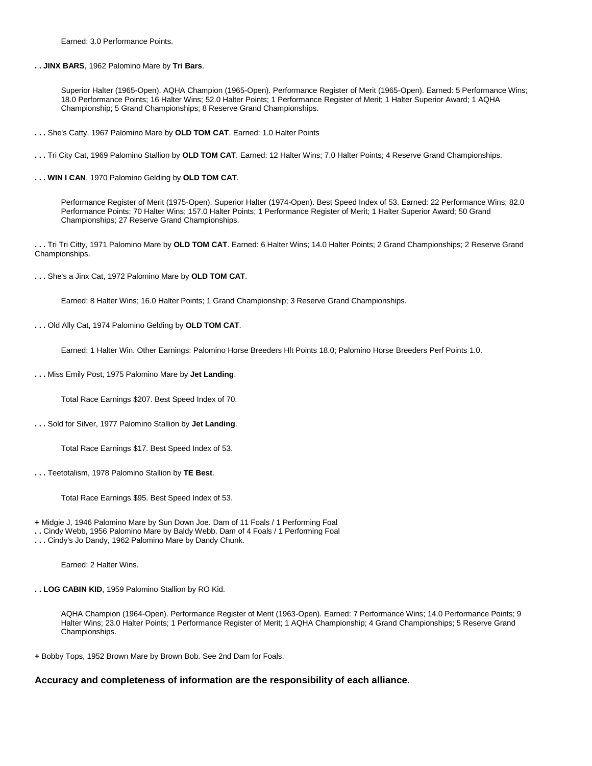Earned: 3.0 Performance Points.

**. . JINX BARS**, 1962 Palomino Mare by **Tri Bars**.

Superior Halter (1965-Open). AQHA Champion (1965-Open). Performance Register of Merit (1965-Open). Earned: 5 Performance Wins; 18.0 Performance Points; 16 Halter Wins; 52.0 Halter Points; 1 Performance Register of Merit; 1 Halter Superior Award; 1 AQHA Championship; 5 Grand Championships; 8 Reserve Grand Championships.

**. . .** She's Catty, 1967 Palomino Mare by **OLD TOM CAT**. Earned: 1.0 Halter Points

**. . .** Tri City Cat, 1969 Palomino Stallion by **OLD TOM CAT**. Earned: 12 Halter Wins; 7.0 Halter Points; 4 Reserve Grand Championships.

**. . . WIN I CAN**, 1970 Palomino Gelding by **OLD TOM CAT**.

Performance Register of Merit (1975-Open). Superior Halter (1974-Open). Best Speed Index of 53. Earned: 22 Performance Wins; 82.0 Performance Points; 70 Halter Wins; 157.0 Halter Points; 1 Performance Register of Merit; 1 Halter Superior Award; 50 Grand Championships; 27 Reserve Grand Championships.

**. . .** Tri Tri Citty, 1971 Palomino Mare by **OLD TOM CAT**. Earned: 6 Halter Wins; 14.0 Halter Points; 2 Grand Championships; 2 Reserve Grand Championships.

**. . .** She's a Jinx Cat, 1972 Palomino Mare by **OLD TOM CAT**.

Earned: 8 Halter Wins; 16.0 Halter Points; 1 Grand Championship; 3 Reserve Grand Championships.

**. . .** Old Ally Cat, 1974 Palomino Gelding by **OLD TOM CAT**.

Earned: 1 Halter Win. Other Earnings: Palomino Horse Breeders Hlt Points 18.0; Palomino Horse Breeders Perf Points 1.0.

**. . .** Miss Emily Post, 1975 Palomino Mare by **Jet Landing**.

Total Race Earnings $207. Best Speed Index of 70.

**. . .** Sold for Silver, 1977 Palomino Stallion by **Jet Landing**.

Total Race Earnings $17. Best Speed Index of 53.

**. . .** Teetotalism, 1978 Palomino Stallion by **TE Best**.

Total Race Earnings $95. Best Speed Index of 53.

**+** Midgie J, 1946 Palomino Mare by Sun Down Joe. Dam of 11 Foals / 1 Performing Foal
**. .** Cindy Webb, 1956 Palomino Mare by Baldy Webb. Dam of 4 Foals / 1 Performing Foal
**. . .** Cindy's Jo Dandy, 1962 Palomino Mare by Dandy Chunk.

Earned: 2 Halter Wins.

**. . LOG CABIN KID**, 1959 Palomino Stallion by RO Kid.

AQHA Champion (1964-Open). Performance Register of Merit (1963-Open). Earned: 7 Performance Wins; 14.0 Performance Points; 9 Halter Wins; 23.0 Halter Points; 1 Performance Register of Merit; 1 AQHA Championship; 4 Grand Championships; 5 Reserve Grand Championships.

**+** Bobby Tops, 1952 Brown Mare by Brown Bob. See 2nd Dam for Foals.

**Accuracy and completeness of information are the responsibility of each alliance.**